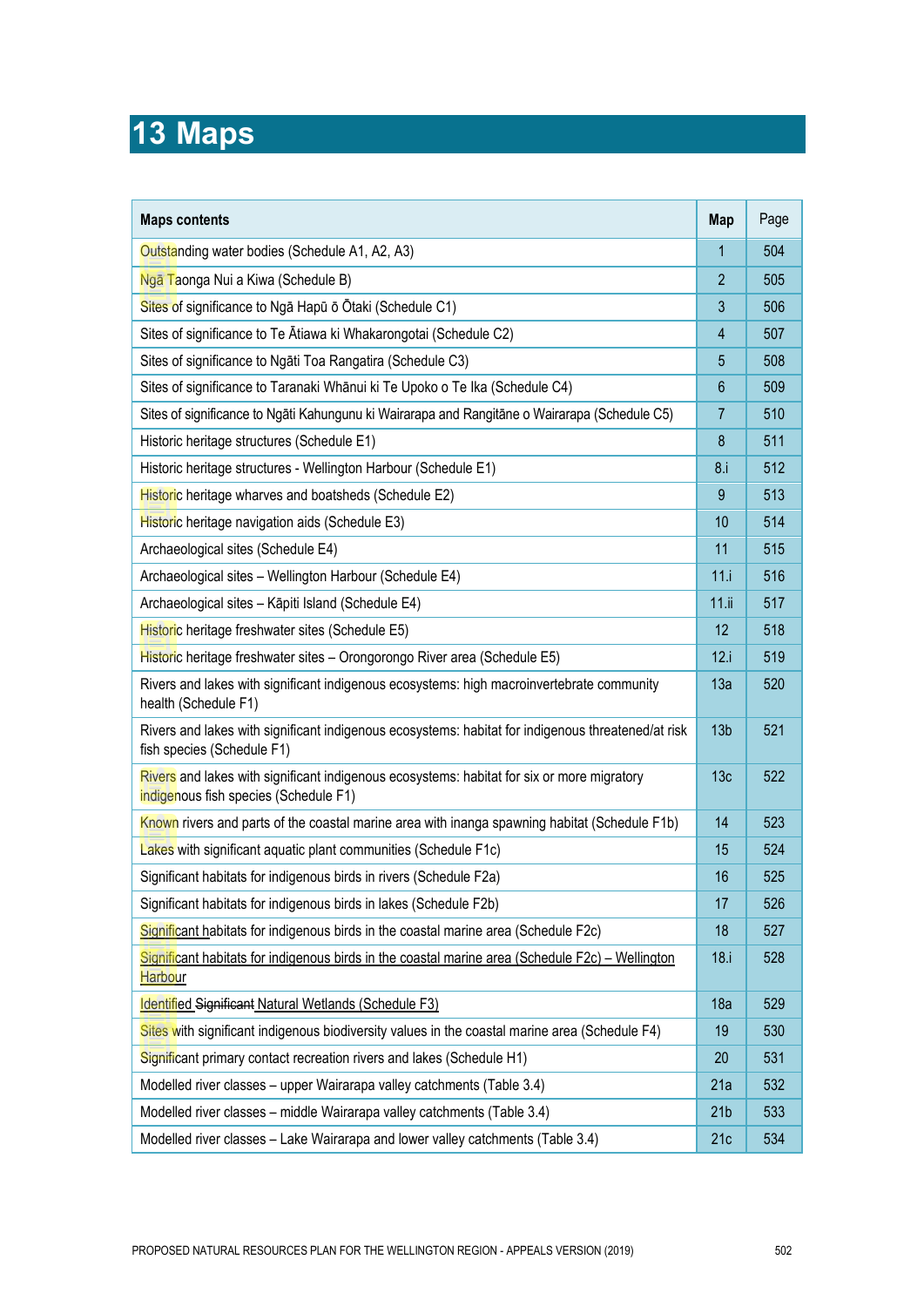# 13 Maps

| Maps contents | Map | Page |
|---|---|---|
| Outstanding water bodies (Schedule A1, A2, A3) | 1 | 504 |
| Ngā Taonga Nui a Kiwa (Schedule B) | 2 | 505 |
| Sites of significance to Ngā Hapū ō Ōtaki (Schedule C1) | 3 | 506 |
| Sites of significance to Te Ātiawa ki Whakarongotai (Schedule C2) | 4 | 507 |
| Sites of significance to Ngāti Toa Rangatira (Schedule C3) | 5 | 508 |
| Sites of significance to Taranaki Whānui ki Te Upoko o Te Ika (Schedule C4) | 6 | 509 |
| Sites of significance to Ngāti Kahungunu ki Wairarapa and Rangitāne o Wairarapa (Schedule C5) | 7 | 510 |
| Historic heritage structures (Schedule E1) | 8 | 511 |
| Historic heritage structures - Wellington Harbour (Schedule E1) | 8.i | 512 |
| Historic heritage wharves and boatsheds (Schedule E2) | 9 | 513 |
| Historic heritage navigation aids (Schedule E3) | 10 | 514 |
| Archaeological sites (Schedule E4) | 11 | 515 |
| Archaeological sites – Wellington Harbour (Schedule E4) | 11.i | 516 |
| Archaeological sites – Kāpiti Island (Schedule E4) | 11.ii | 517 |
| Historic heritage freshwater sites (Schedule E5) | 12 | 518 |
| Historic heritage freshwater sites – Orongorongo River area (Schedule E5) | 12.i | 519 |
| Rivers and lakes with significant indigenous ecosystems: high macroinvertebrate community health (Schedule F1) | 13a | 520 |
| Rivers and lakes with significant indigenous ecosystems: habitat for indigenous threatened/at risk fish species (Schedule F1) | 13b | 521 |
| Rivers and lakes with significant indigenous ecosystems: habitat for six or more migratory indigenous fish species (Schedule F1) | 13c | 522 |
| Known rivers and parts of the coastal marine area with inanga spawning habitat (Schedule F1b) | 14 | 523 |
| Lakes with significant aquatic plant communities (Schedule F1c) | 15 | 524 |
| Significant habitats for indigenous birds in rivers (Schedule F2a) | 16 | 525 |
| Significant habitats for indigenous birds in lakes (Schedule F2b) | 17 | 526 |
| Significant habitats for indigenous birds in the coastal marine area (Schedule F2c) | 18 | 527 |
| Significant habitats for indigenous birds in the coastal marine area (Schedule F2c) – Wellington Harbour | 18.i | 528 |
| Identified ~~Significant~~ Natural Wetlands (Schedule F3) | 18a | 529 |
| Sites with significant indigenous biodiversity values in the coastal marine area (Schedule F4) | 19 | 530 |
| Significant primary contact recreation rivers and lakes (Schedule H1) | 20 | 531 |
| Modelled river classes – upper Wairarapa valley catchments (Table 3.4) | 21a | 532 |
| Modelled river classes – middle Wairarapa valley catchments (Table 3.4) | 21b | 533 |
| Modelled river classes – Lake Wairarapa and lower valley catchments (Table 3.4) | 21c | 534 |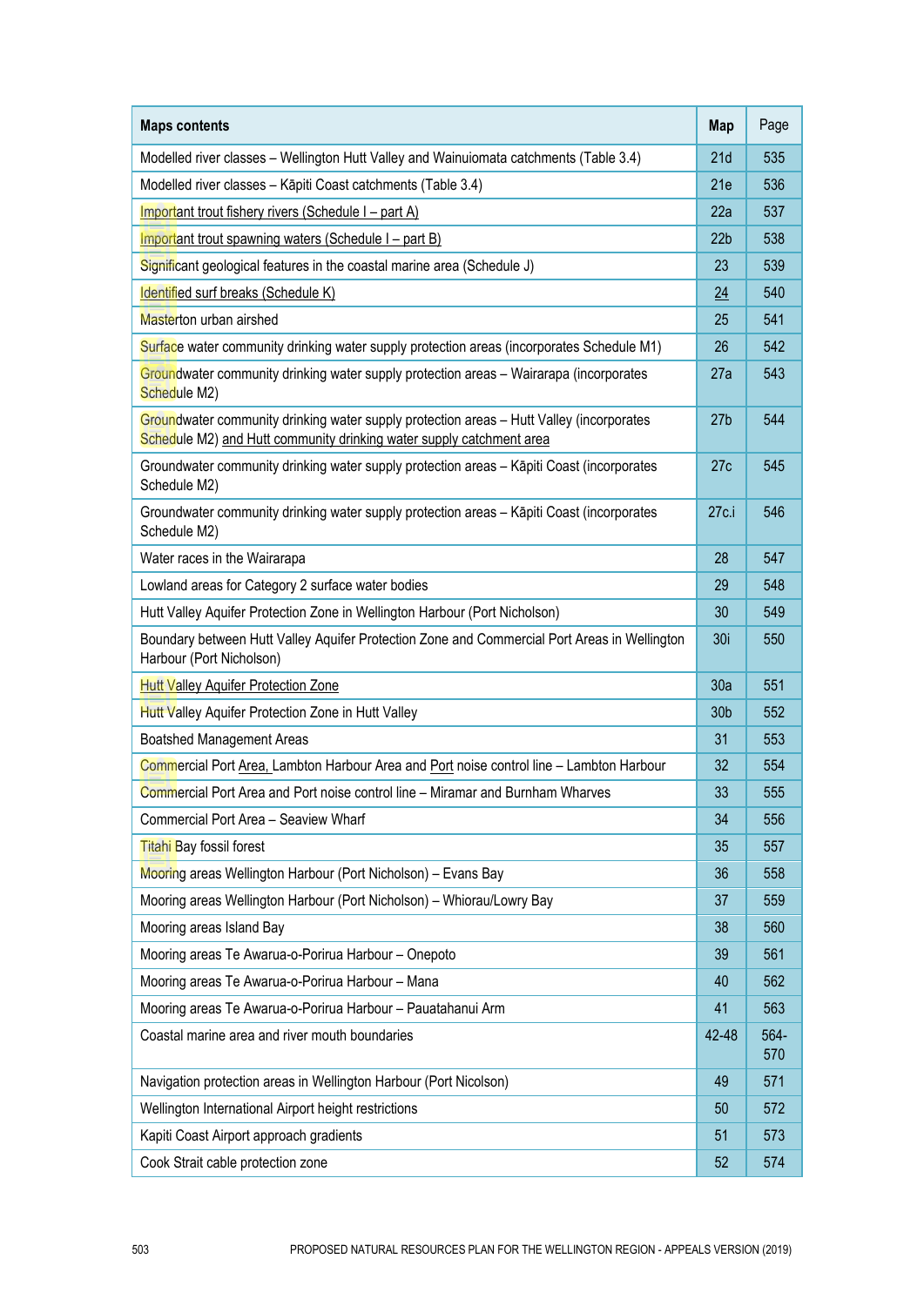| Maps contents | Map | Page |
|---|---|---|
| Modelled river classes – Wellington Hutt Valley and Wainuiomata catchments (Table 3.4) | 21d | 535 |
| Modelled river classes – Kāpiti Coast catchments (Table 3.4) | 21e | 536 |
| Important trout fishery rivers (Schedule I – part A) | 22a | 537 |
| Important trout spawning waters (Schedule I – part B) | 22b | 538 |
| Significant geological features in the coastal marine area (Schedule J) | 23 | 539 |
| Identified surf breaks (Schedule K) | 24 | 540 |
| Masterton urban airshed | 25 | 541 |
| Surface water community drinking water supply protection areas (incorporates Schedule M1) | 26 | 542 |
| Groundwater community drinking water supply protection areas – Wairarapa (incorporates Schedule M2) | 27a | 543 |
| Groundwater community drinking water supply protection areas – Hutt Valley (incorporates Schedule M2) and Hutt community drinking water supply catchment area | 27b | 544 |
| Groundwater community drinking water supply protection areas – Kāpiti Coast (incorporates Schedule M2) | 27c | 545 |
| Groundwater community drinking water supply protection areas – Kāpiti Coast (incorporates Schedule M2) | 27c.i | 546 |
| Water races in the Wairarapa | 28 | 547 |
| Lowland areas for Category 2 surface water bodies | 29 | 548 |
| Hutt Valley Aquifer Protection Zone in Wellington Harbour (Port Nicholson) | 30 | 549 |
| Boundary between Hutt Valley Aquifer Protection Zone and Commercial Port Areas in Wellington Harbour (Port Nicholson) | 30i | 550 |
| Hutt Valley Aquifer Protection Zone | 30a | 551 |
| Hutt Valley Aquifer Protection Zone in Hutt Valley | 30b | 552 |
| Boatshed Management Areas | 31 | 553 |
| Commercial Port Area, Lambton Harbour Area and Port noise control line – Lambton Harbour | 32 | 554 |
| Commercial Port Area and Port noise control line – Miramar and Burnham Wharves | 33 | 555 |
| Commercial Port Area – Seaview Wharf | 34 | 556 |
| Titahi Bay fossil forest | 35 | 557 |
| Mooring areas Wellington Harbour (Port Nicholson) – Evans Bay | 36 | 558 |
| Mooring areas Wellington Harbour (Port Nicholson) – Whiorau/Lowry Bay | 37 | 559 |
| Mooring areas Island Bay | 38 | 560 |
| Mooring areas Te Awarua-o-Porirua Harbour – Onepoto | 39 | 561 |
| Mooring areas Te Awarua-o-Porirua Harbour – Mana | 40 | 562 |
| Mooring areas Te Awarua-o-Porirua Harbour – Pauatahanui Arm | 41 | 563 |
| Coastal marine area and river mouth boundaries | 42-48 | 564-570 |
| Navigation protection areas in Wellington Harbour (Port Nicolson) | 49 | 571 |
| Wellington International Airport height restrictions | 50 | 572 |
| Kapiti Coast Airport approach gradients | 51 | 573 |
| Cook Strait cable protection zone | 52 | 574 |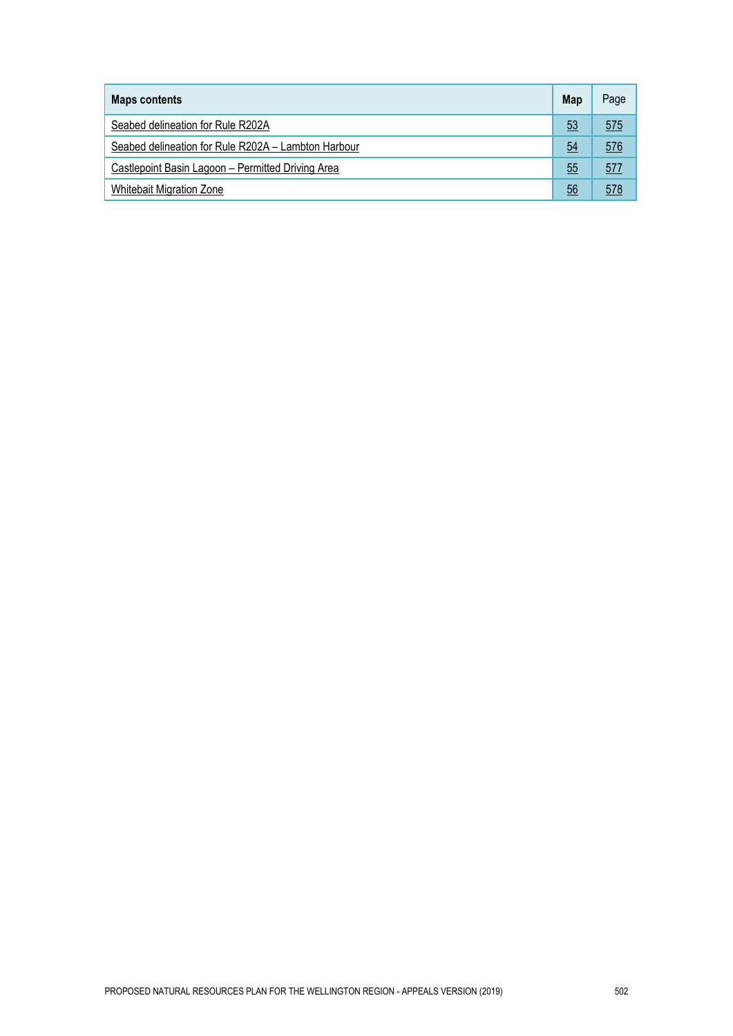| Maps contents | Map | Page |
| --- | --- | --- |
| Seabed delineation for Rule R202A | 53 | 575 |
| Seabed delineation for Rule R202A – Lambton Harbour | 54 | 576 |
| Castlepoint Basin Lagoon – Permitted Driving Area | 55 | 577 |
| Whitebait Migration Zone | 56 | 578 |